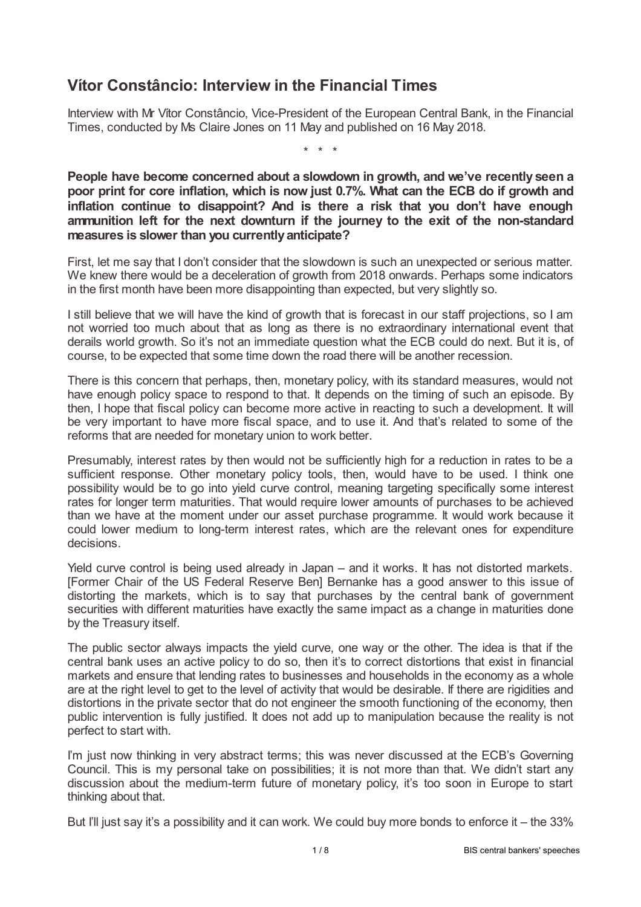## Vítor Constâncio: Interview in the Financial Times

Interview with Mr Vítor Constâncio, Vice-President of the European Central Bank, in the Financial Times, conducted by Ms Claire Jones on 11 May and published on 16 May 2018.

\* \* \*

**People have become concerned about a slowdown in growth, and we've recently seen a poor print for core inflation, which is now just 0.7%. What can the ECB do if growth and inflation continue to disappoint? And is there a risk that you don't have enough ammunition left for the next downturn if the journey to the exit of the non-standard measures is slower than you currently anticipate?**

First, let me say that I don't consider that the slowdown is such an unexpected or serious matter. We knew there would be a deceleration of growth from 2018 onwards. Perhaps some indicators in the first month have been more disappointing than expected, but very slightly so.

I still believe that we will have the kind of growth that is forecast in our staff projections, so I am not worried too much about that as long as there is no extraordinary international event that derails world growth. So it's not an immediate question what the ECB could do next. But it is, of course, to be expected that some time down the road there will be another recession.

There is this concern that perhaps, then, monetary policy, with its standard measures, would not have enough policy space to respond to that. It depends on the timing of such an episode. By then, I hope that fiscal policy can become more active in reacting to such a development. It will be very important to have more fiscal space, and to use it. And that's related to some of the reforms that are needed for monetary union to work better.

Presumably, interest rates by then would not be sufficiently high for a reduction in rates to be a sufficient response. Other monetary policy tools, then, would have to be used. I think one possibility would be to go into yield curve control, meaning targeting specifically some interest rates for longer term maturities. That would require lower amounts of purchases to be achieved than we have at the moment under our asset purchase programme. It would work because it could lower medium to long-term interest rates, which are the relevant ones for expenditure decisions.

Yield curve control is being used already in Japan – and it works. It has not distorted markets. [Former Chair of the US Federal Reserve Ben] Bernanke has a good answer to this issue of distorting the markets, which is to say that purchases by the central bank of government securities with different maturities have exactly the same impact as a change in maturities done by the Treasury itself.

The public sector always impacts the yield curve, one way or the other. The idea is that if the central bank uses an active policy to do so, then it's to correct distortions that exist in financial markets and ensure that lending rates to businesses and households in the economy as a whole are at the right level to get to the level of activity that would be desirable. If there are rigidities and distortions in the private sector that do not engineer the smooth functioning of the economy, then public intervention is fully justified. It does not add up to manipulation because the reality is not perfect to start with.

I'm just now thinking in very abstract terms; this was never discussed at the ECB's Governing Council. This is my personal take on possibilities; it is not more than that. We didn't start any discussion about the medium-term future of monetary policy, it's too soon in Europe to start thinking about that.

But I'll just say it's a possibility and it can work. We could buy more bonds to enforce it – the 33%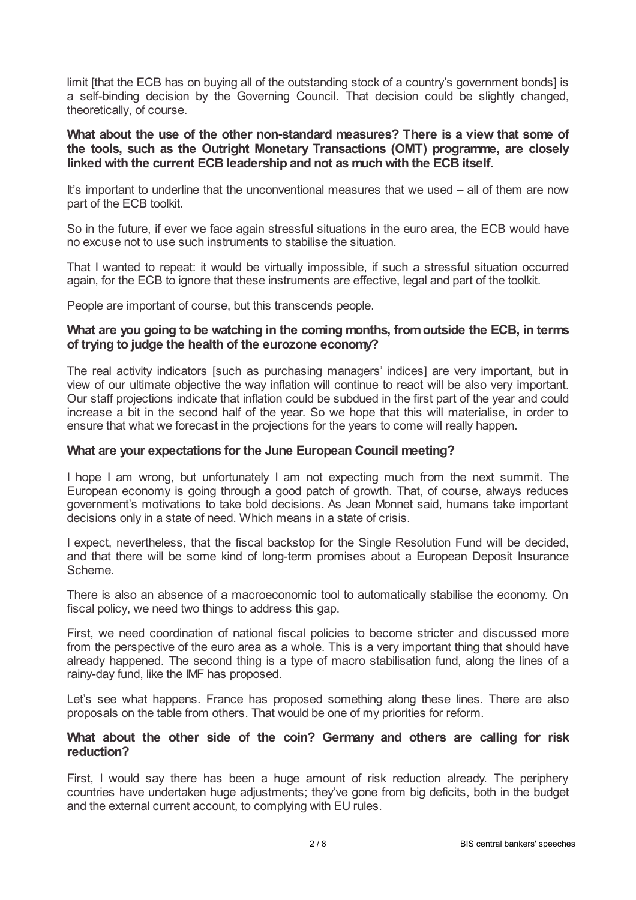limit [that the ECB has on buying all of the outstanding stock of a country's government bonds] is a self-binding decision by the Governing Council. That decision could be slightly changed, theoretically, of course.

**What about the use of the other non-standard measures? There is a view that some of the tools, such as the Outright Monetary Transactions (OMT) programme, are closely linked with the current ECB leadership and not as much with the ECB itself.**

It's important to underline that the unconventional measures that we used – all of them are now part of the ECB toolkit.

So in the future, if ever we face again stressful situations in the euro area, the ECB would have no excuse not to use such instruments to stabilise the situation.

That I wanted to repeat: it would be virtually impossible, if such a stressful situation occurred again, for the ECB to ignore that these instruments are effective, legal and part of the toolkit.

People are important of course, but this transcends people.

**What are you going to be watching in the coming months, from outside the ECB, in terms of trying to judge the health of the eurozone economy?**

The real activity indicators [such as purchasing managers' indices] are very important, but in view of our ultimate objective the way inflation will continue to react will be also very important. Our staff projections indicate that inflation could be subdued in the first part of the year and could increase a bit in the second half of the year. So we hope that this will materialise, in order to ensure that what we forecast in the projections for the years to come will really happen.

**What are your expectations for the June European Council meeting?**

I hope I am wrong, but unfortunately I am not expecting much from the next summit. The European economy is going through a good patch of growth. That, of course, always reduces government's motivations to take bold decisions. As Jean Monnet said, humans take important decisions only in a state of need. Which means in a state of crisis.

I expect, nevertheless, that the fiscal backstop for the Single Resolution Fund will be decided, and that there will be some kind of long-term promises about a European Deposit Insurance Scheme.

There is also an absence of a macroeconomic tool to automatically stabilise the economy. On fiscal policy, we need two things to address this gap.

First, we need coordination of national fiscal policies to become stricter and discussed more from the perspective of the euro area as a whole. This is a very important thing that should have already happened. The second thing is a type of macro stabilisation fund, along the lines of a rainy-day fund, like the IMF has proposed.

Let's see what happens. France has proposed something along these lines. There are also proposals on the table from others. That would be one of my priorities for reform.

**What about the other side of the coin? Germany and others are calling for risk reduction?**

First, I would say there has been a huge amount of risk reduction already. The periphery countries have undertaken huge adjustments; they've gone from big deficits, both in the budget and the external current account, to complying with EU rules.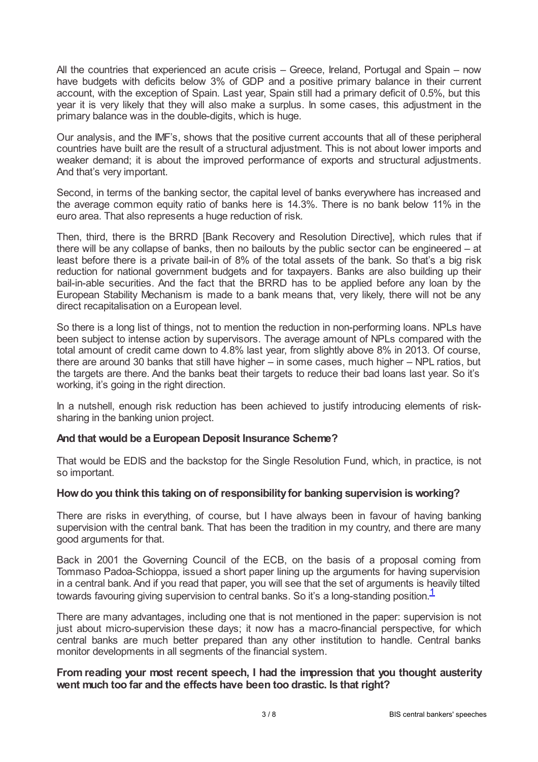All the countries that experienced an acute crisis – Greece, Ireland, Portugal and Spain – now have budgets with deficits below 3% of GDP and a positive primary balance in their current account, with the exception of Spain. Last year, Spain still had a primary deficit of 0.5%, but this year it is very likely that they will also make a surplus. In some cases, this adjustment in the primary balance was in the double-digits, which is huge.

Our analysis, and the IMF's, shows that the positive current accounts that all of these peripheral countries have built are the result of a structural adjustment. This is not about lower imports and weaker demand; it is about the improved performance of exports and structural adjustments. And that's very important.

Second, in terms of the banking sector, the capital level of banks everywhere has increased and the average common equity ratio of banks here is 14.3%. There is no bank below 11% in the euro area. That also represents a huge reduction of risk.

Then, third, there is the BRRD [Bank Recovery and Resolution Directive], which rules that if there will be any collapse of banks, then no bailouts by the public sector can be engineered – at least before there is a private bail-in of 8% of the total assets of the bank. So that's a big risk reduction for national government budgets and for taxpayers. Banks are also building up their bail-in-able securities. And the fact that the BRRD has to be applied before any loan by the European Stability Mechanism is made to a bank means that, very likely, there will not be any direct recapitalisation on a European level.

So there is a long list of things, not to mention the reduction in non-performing loans. NPLs have been subject to intense action by supervisors. The average amount of NPLs compared with the total amount of credit came down to 4.8% last year, from slightly above 8% in 2013. Of course, there are around 30 banks that still have higher – in some cases, much higher – NPL ratios, but the targets are there. And the banks beat their targets to reduce their bad loans last year. So it's working, it's going in the right direction.

In a nutshell, enough risk reduction has been achieved to justify introducing elements of risk-sharing in the banking union project.

**And that would be a European Deposit Insurance Scheme?**

That would be EDIS and the backstop for the Single Resolution Fund, which, in practice, is not so important.

**How do you think this taking on of responsibility for banking supervision is working?**

There are risks in everything, of course, but I have always been in favour of having banking supervision with the central bank. That has been the tradition in my country, and there are many good arguments for that.

Back in 2001 the Governing Council of the ECB, on the basis of a proposal coming from Tommaso Padoa-Schioppa, issued a short paper lining up the arguments for having supervision in a central bank. And if you read that paper, you will see that the set of arguments is heavily tilted towards favouring giving supervision to central banks. So it's a long-standing position.[1]

There are many advantages, including one that is not mentioned in the paper: supervision is not just about micro-supervision these days; it now has a macro-financial perspective, for which central banks are much better prepared than any other institution to handle. Central banks monitor developments in all segments of the financial system.

**From reading your most recent speech, I had the impression that you thought austerity went much too far and the effects have been too drastic. Is that right?**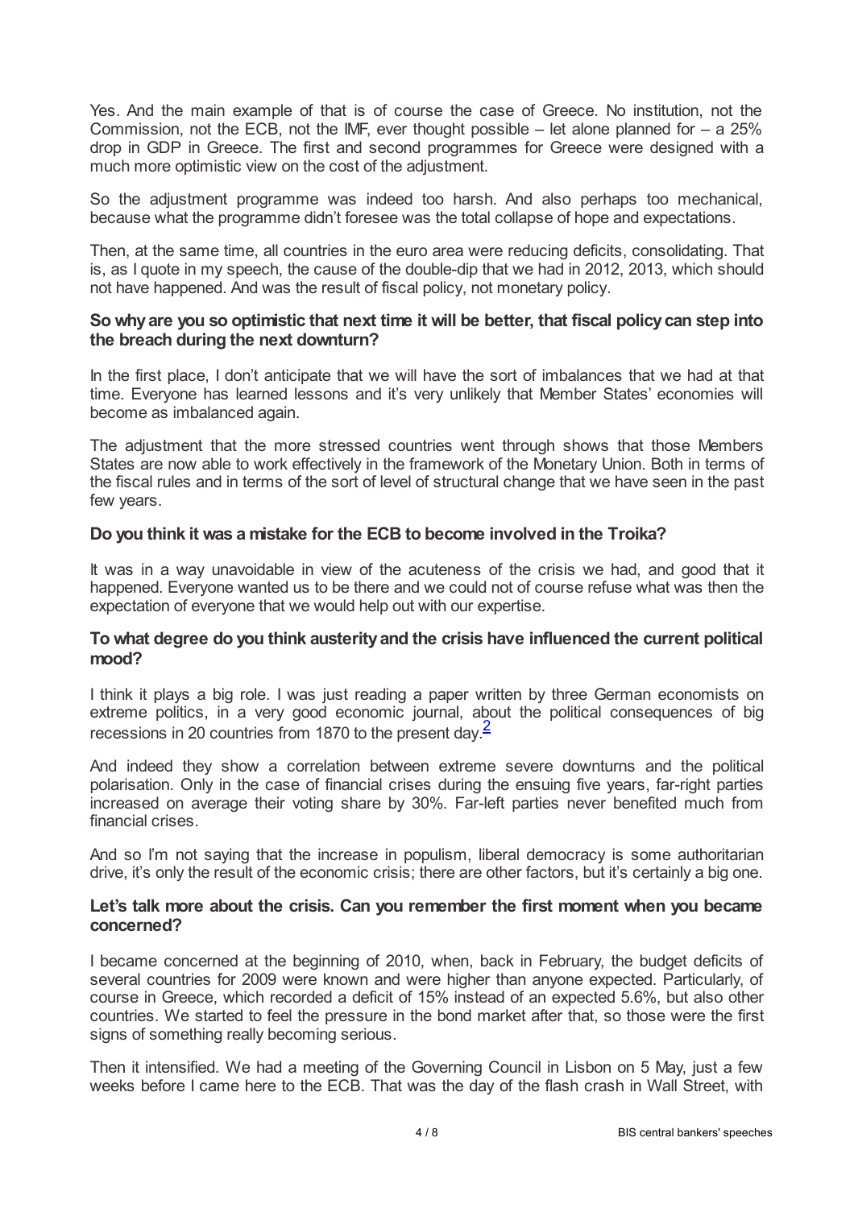Yes. And the main example of that is of course the case of Greece. No institution, not the Commission, not the ECB, not the IMF, ever thought possible – let alone planned for – a 25% drop in GDP in Greece. The first and second programmes for Greece were designed with a much more optimistic view on the cost of the adjustment.

So the adjustment programme was indeed too harsh. And also perhaps too mechanical, because what the programme didn't foresee was the total collapse of hope and expectations.

Then, at the same time, all countries in the euro area were reducing deficits, consolidating. That is, as I quote in my speech, the cause of the double-dip that we had in 2012, 2013, which should not have happened. And was the result of fiscal policy, not monetary policy.

**So why are you so optimistic that next time it will be better, that fiscal policy can step into the breach during the next downturn?**

In the first place, I don't anticipate that we will have the sort of imbalances that we had at that time. Everyone has learned lessons and it's very unlikely that Member States' economies will become as imbalanced again.

The adjustment that the more stressed countries went through shows that those Members States are now able to work effectively in the framework of the Monetary Union. Both in terms of the fiscal rules and in terms of the sort of level of structural change that we have seen in the past few years.

**Do you think it was a mistake for the ECB to become involved in the Troika?**

It was in a way unavoidable in view of the acuteness of the crisis we had, and good that it happened. Everyone wanted us to be there and we could not of course refuse what was then the expectation of everyone that we would help out with our expertise.

**To what degree do you think austerity and the crisis have influenced the current political mood?**

I think it plays a big role. I was just reading a paper written by three German economists on extreme politics, in a very good economic journal, about the political consequences of big recessions in 20 countries from 1870 to the present day.[2]

And indeed they show a correlation between extreme severe downturns and the political polarisation. Only in the case of financial crises during the ensuing five years, far-right parties increased on average their voting share by 30%. Far-left parties never benefited much from financial crises.

And so I'm not saying that the increase in populism, liberal democracy is some authoritarian drive, it's only the result of the economic crisis; there are other factors, but it's certainly a big one.

**Let's talk more about the crisis. Can you remember the first moment when you became concerned?**

I became concerned at the beginning of 2010, when, back in February, the budget deficits of several countries for 2009 were known and were higher than anyone expected. Particularly, of course in Greece, which recorded a deficit of 15% instead of an expected 5.6%, but also other countries. We started to feel the pressure in the bond market after that, so those were the first signs of something really becoming serious.

Then it intensified. We had a meeting of the Governing Council in Lisbon on 5 May, just a few weeks before I came here to the ECB. That was the day of the flash crash in Wall Street, with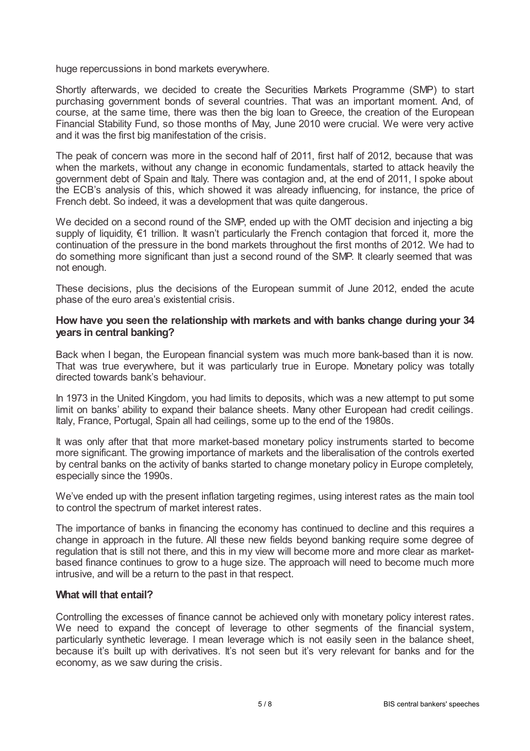huge repercussions in bond markets everywhere.

Shortly afterwards, we decided to create the Securities Markets Programme (SMP) to start purchasing government bonds of several countries. That was an important moment. And, of course, at the same time, there was then the big loan to Greece, the creation of the European Financial Stability Fund, so those months of May, June 2010 were crucial. We were very active and it was the first big manifestation of the crisis.

The peak of concern was more in the second half of 2011, first half of 2012, because that was when the markets, without any change in economic fundamentals, started to attack heavily the government debt of Spain and Italy. There was contagion and, at the end of 2011, I spoke about the ECB's analysis of this, which showed it was already influencing, for instance, the price of French debt. So indeed, it was a development that was quite dangerous.

We decided on a second round of the SMP, ended up with the OMT decision and injecting a big supply of liquidity, €1 trillion. It wasn't particularly the French contagion that forced it, more the continuation of the pressure in the bond markets throughout the first months of 2012. We had to do something more significant than just a second round of the SMP. It clearly seemed that was not enough.

These decisions, plus the decisions of the European summit of June 2012, ended the acute phase of the euro area's existential crisis.

**How have you seen the relationship with markets and with banks change during your 34 years in central banking?**

Back when I began, the European financial system was much more bank-based than it is now. That was true everywhere, but it was particularly true in Europe. Monetary policy was totally directed towards bank's behaviour.

In 1973 in the United Kingdom, you had limits to deposits, which was a new attempt to put some limit on banks' ability to expand their balance sheets. Many other European had credit ceilings. Italy, France, Portugal, Spain all had ceilings, some up to the end of the 1980s.

It was only after that that more market-based monetary policy instruments started to become more significant. The growing importance of markets and the liberalisation of the controls exerted by central banks on the activity of banks started to change monetary policy in Europe completely, especially since the 1990s.

We've ended up with the present inflation targeting regimes, using interest rates as the main tool to control the spectrum of market interest rates.

The importance of banks in financing the economy has continued to decline and this requires a change in approach in the future. All these new fields beyond banking require some degree of regulation that is still not there, and this in my view will become more and more clear as market-based finance continues to grow to a huge size. The approach will need to become much more intrusive, and will be a return to the past in that respect.

**What will that entail?**

Controlling the excesses of finance cannot be achieved only with monetary policy interest rates. We need to expand the concept of leverage to other segments of the financial system, particularly synthetic leverage. I mean leverage which is not easily seen in the balance sheet, because it's built up with derivatives. It's not seen but it's very relevant for banks and for the economy, as we saw during the crisis.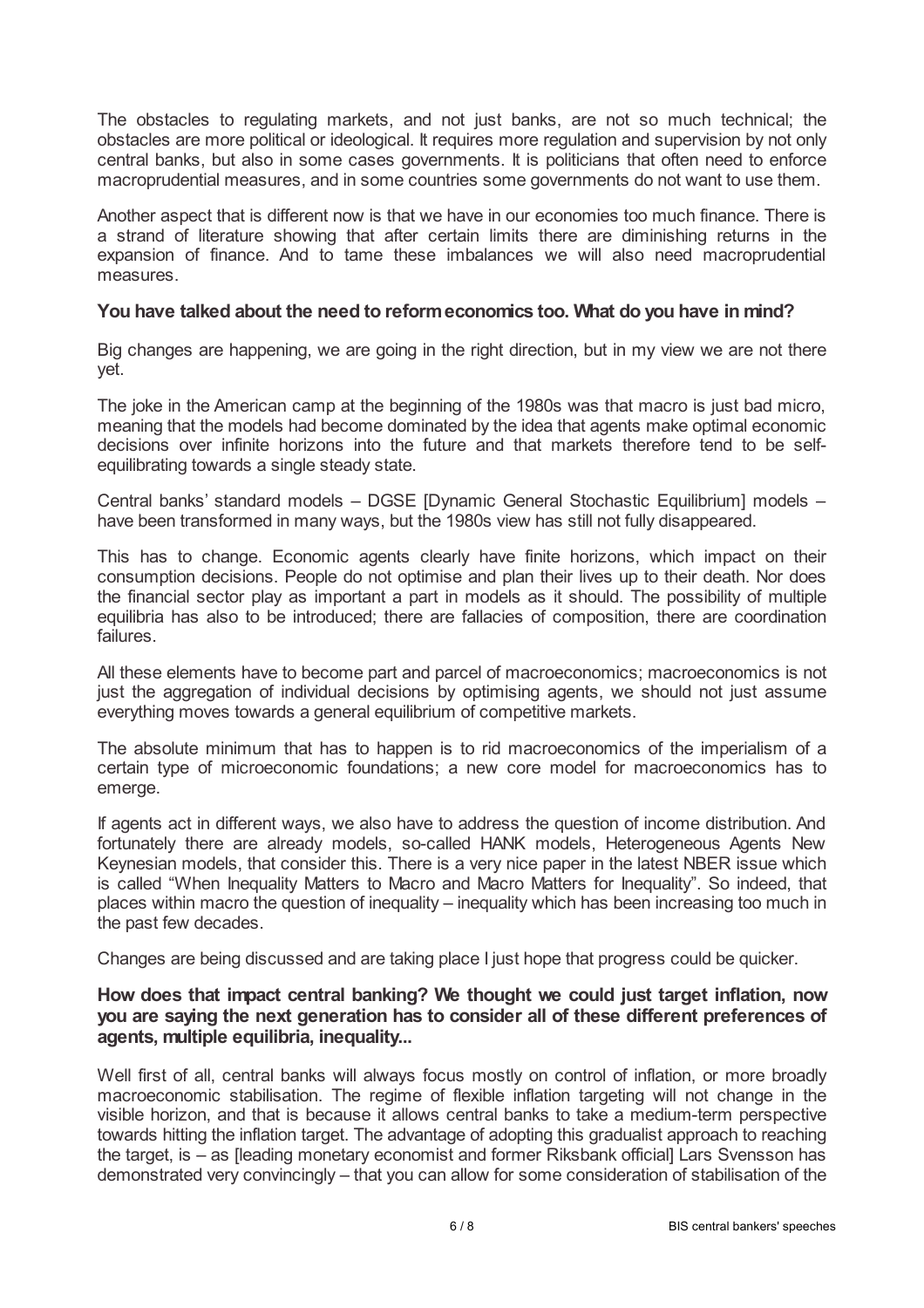The obstacles to regulating markets, and not just banks, are not so much technical; the obstacles are more political or ideological. It requires more regulation and supervision by not only central banks, but also in some cases governments. It is politicians that often need to enforce macroprudential measures, and in some countries some governments do not want to use them.

Another aspect that is different now is that we have in our economies too much finance. There is a strand of literature showing that after certain limits there are diminishing returns in the expansion of finance. And to tame these imbalances we will also need macroprudential measures.

**You have talked about the need to reform economics too. What do you have in mind?**

Big changes are happening, we are going in the right direction, but in my view we are not there yet.

The joke in the American camp at the beginning of the 1980s was that macro is just bad micro, meaning that the models had become dominated by the idea that agents make optimal economic decisions over infinite horizons into the future and that markets therefore tend to be self-equilibrating towards a single steady state.

Central banks' standard models – DGSE [Dynamic General Stochastic Equilibrium] models – have been transformed in many ways, but the 1980s view has still not fully disappeared.

This has to change. Economic agents clearly have finite horizons, which impact on their consumption decisions. People do not optimise and plan their lives up to their death. Nor does the financial sector play as important a part in models as it should. The possibility of multiple equilibria has also to be introduced; there are fallacies of composition, there are coordination failures.

All these elements have to become part and parcel of macroeconomics; macroeconomics is not just the aggregation of individual decisions by optimising agents, we should not just assume everything moves towards a general equilibrium of competitive markets.

The absolute minimum that has to happen is to rid macroeconomics of the imperialism of a certain type of microeconomic foundations; a new core model for macroeconomics has to emerge.

If agents act in different ways, we also have to address the question of income distribution. And fortunately there are already models, so-called HANK models, Heterogeneous Agents New Keynesian models, that consider this. There is a very nice paper in the latest NBER issue which is called "When Inequality Matters to Macro and Macro Matters for Inequality". So indeed, that places within macro the question of inequality – inequality which has been increasing too much in the past few decades.

Changes are being discussed and are taking place I just hope that progress could be quicker.

**How does that impact central banking? We thought we could just target inflation, now you are saying the next generation has to consider all of these different preferences of agents, multiple equilibria, inequality...**

Well first of all, central banks will always focus mostly on control of inflation, or more broadly macroeconomic stabilisation. The regime of flexible inflation targeting will not change in the visible horizon, and that is because it allows central banks to take a medium-term perspective towards hitting the inflation target. The advantage of adopting this gradualist approach to reaching the target, is – as [leading monetary economist and former Riksbank official] Lars Svensson has demonstrated very convincingly – that you can allow for some consideration of stabilisation of the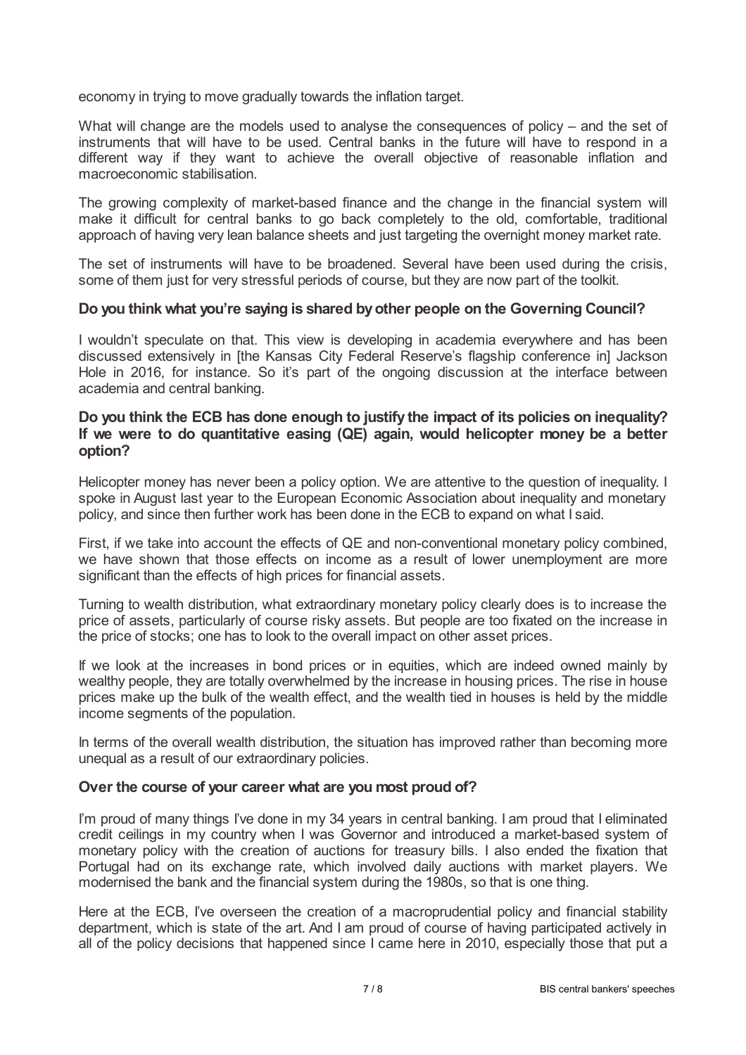economy in trying to move gradually towards the inflation target.

What will change are the models used to analyse the consequences of policy – and the set of instruments that will have to be used. Central banks in the future will have to respond in a different way if they want to achieve the overall objective of reasonable inflation and macroeconomic stabilisation.

The growing complexity of market-based finance and the change in the financial system will make it difficult for central banks to go back completely to the old, comfortable, traditional approach of having very lean balance sheets and just targeting the overnight money market rate.

The set of instruments will have to be broadened. Several have been used during the crisis, some of them just for very stressful periods of course, but they are now part of the toolkit.

**Do you think what you're saying is shared by other people on the Governing Council?**

I wouldn't speculate on that. This view is developing in academia everywhere and has been discussed extensively in [the Kansas City Federal Reserve's flagship conference in] Jackson Hole in 2016, for instance. So it's part of the ongoing discussion at the interface between academia and central banking.

**Do you think the ECB has done enough to justify the impact of its policies on inequality? If we were to do quantitative easing (QE) again, would helicopter money be a better option?**

Helicopter money has never been a policy option. We are attentive to the question of inequality. I spoke in August last year to the European Economic Association about inequality and monetary policy, and since then further work has been done in the ECB to expand on what I said.

First, if we take into account the effects of QE and non-conventional monetary policy combined, we have shown that those effects on income as a result of lower unemployment are more significant than the effects of high prices for financial assets.

Turning to wealth distribution, what extraordinary monetary policy clearly does is to increase the price of assets, particularly of course risky assets. But people are too fixated on the increase in the price of stocks; one has to look to the overall impact on other asset prices.

If we look at the increases in bond prices or in equities, which are indeed owned mainly by wealthy people, they are totally overwhelmed by the increase in housing prices. The rise in house prices make up the bulk of the wealth effect, and the wealth tied in houses is held by the middle income segments of the population.

In terms of the overall wealth distribution, the situation has improved rather than becoming more unequal as a result of our extraordinary policies.

**Over the course of your career what are you most proud of?**

I'm proud of many things I've done in my 34 years in central banking. I am proud that I eliminated credit ceilings in my country when I was Governor and introduced a market-based system of monetary policy with the creation of auctions for treasury bills. I also ended the fixation that Portugal had on its exchange rate, which involved daily auctions with market players. We modernised the bank and the financial system during the 1980s, so that is one thing.

Here at the ECB, I've overseen the creation of a macroprudential policy and financial stability department, which is state of the art. And I am proud of course of having participated actively in all of the policy decisions that happened since I came here in 2010, especially those that put a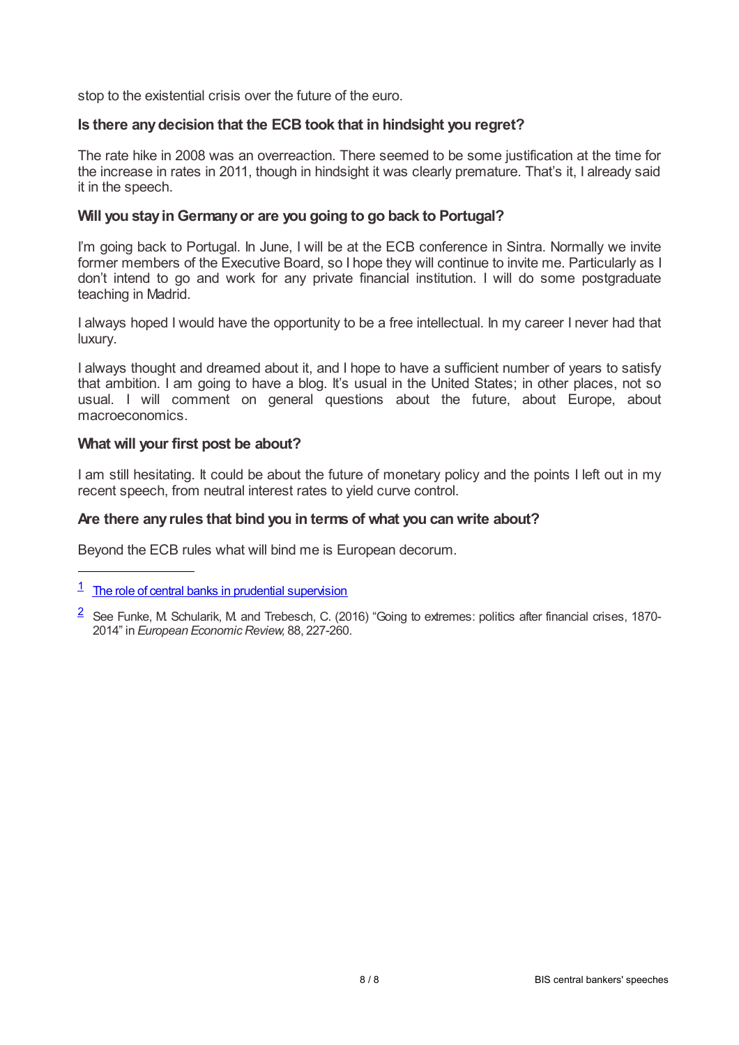stop to the existential crisis over the future of the euro.

### Is there any decision that the ECB took that in hindsight you regret?

The rate hike in 2008 was an overreaction. There seemed to be some justification at the time for the increase in rates in 2011, though in hindsight it was clearly premature. That's it, I already said it in the speech.

### Will you stay in Germany or are you going to go back to Portugal?

I'm going back to Portugal. In June, I will be at the ECB conference in Sintra. Normally we invite former members of the Executive Board, so I hope they will continue to invite me. Particularly as I don't intend to go and work for any private financial institution. I will do some postgraduate teaching in Madrid.

I always hoped I would have the opportunity to be a free intellectual. In my career I never had that luxury.

I always thought and dreamed about it, and I hope to have a sufficient number of years to satisfy that ambition. I am going to have a blog. It's usual in the United States; in other places, not so usual. I will comment on general questions about the future, about Europe, about macroeconomics.

### What will your first post be about?

I am still hesitating. It could be about the future of monetary policy and the points I left out in my recent speech, from neutral interest rates to yield curve control.

### Are there any rules that bind you in terms of what you can write about?

Beyond the ECB rules what will bind me is European decorum.

---

[1] The role of central banks in prudential supervision

[2] See Funke, M. Schularik, M. and Trebesch, C. (2016) "Going to extremes: politics after financial crises, 1870-2014" in *European Economic Review*, 88, 227-260.